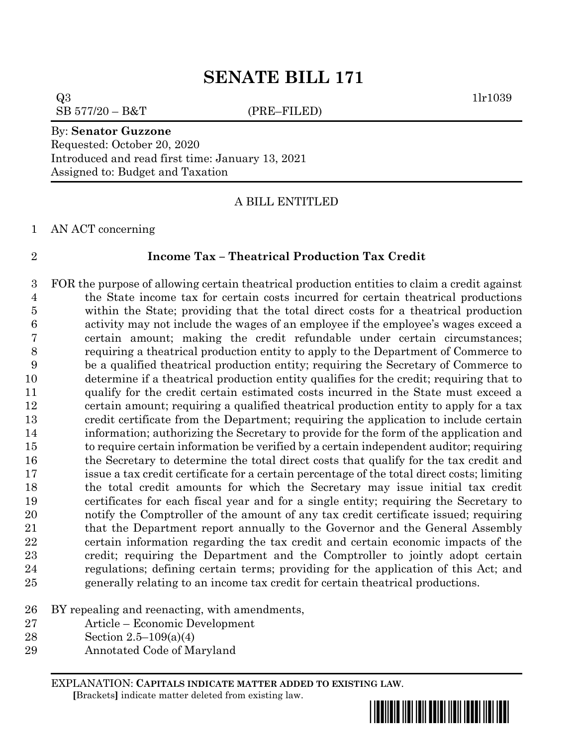# SENATE BILL 171

Q3 1lr1039

SB 577/20 – B&T (PRE–FILED)

By: **Senator Guzzone**

Requested: October 20, 2020

Introduced and read first time: January 13, 2021

Assigned to: Budget and Taxation

A BILL ENTITLED

AN ACT concerning

**Income Tax – Theatrical Production Tax Credit**

FOR the purpose of allowing certain theatrical production entities to claim a credit against the State income tax for certain costs incurred for certain theatrical productions within the State; providing that the total direct costs for a theatrical production activity may not include the wages of an employee if the employee's wages exceed a certain amount; making the credit refundable under certain circumstances; requiring a theatrical production entity to apply to the Department of Commerce to be a qualified theatrical production entity; requiring the Secretary of Commerce to determine if a theatrical production entity qualifies for the credit; requiring that to qualify for the credit certain estimated costs incurred in the State must exceed a certain amount; requiring a qualified theatrical production entity to apply for a tax credit certificate from the Department; requiring the application to include certain information; authorizing the Secretary to provide for the form of the application and to require certain information be verified by a certain independent auditor; requiring the Secretary to determine the total direct costs that qualify for the tax credit and issue a tax credit certificate for a certain percentage of the total direct costs; limiting the total credit amounts for which the Secretary may issue initial tax credit certificates for each fiscal year and for a single entity; requiring the Secretary to notify the Comptroller of the amount of any tax credit certificate issued; requiring that the Department report annually to the Governor and the General Assembly certain information regarding the tax credit and certain economic impacts of the credit; requiring the Department and the Comptroller to jointly adopt certain regulations; defining certain terms; providing for the application of this Act; and generally relating to an income tax credit for certain theatrical productions.

BY repealing and reenacting, with amendments,

Article – Economic Development

Section 2.5–109(a)(4)

Annotated Code of Maryland

EXPLANATION: **CAPITALS INDICATE MATTER ADDED TO EXISTING LAW.**

**[**Brackets**]** indicate matter deleted from existing law.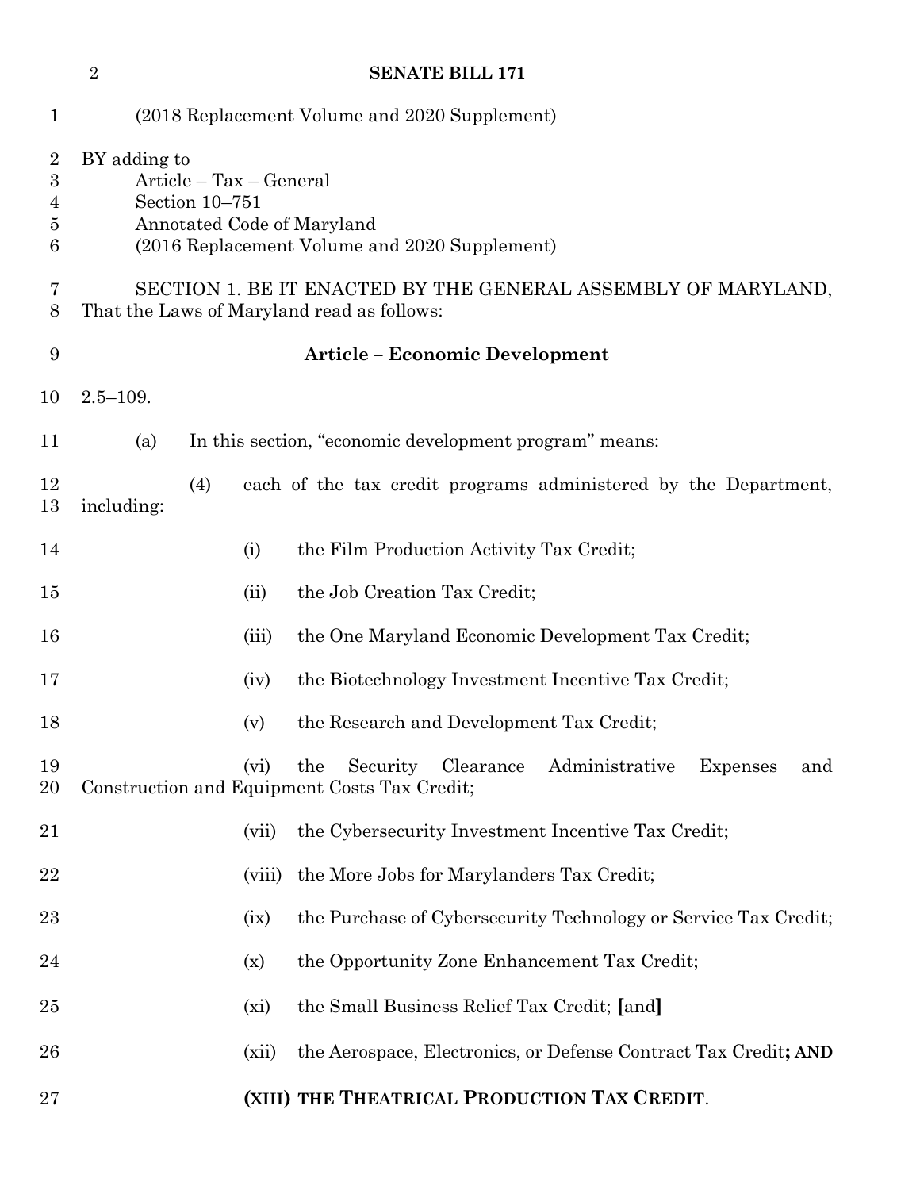(2018 Replacement Volume and 2020 Supplement)

BY adding to
Article – Tax – General
Section 10–751
Annotated Code of Maryland
(2016 Replacement Volume and 2020 Supplement)

SECTION 1. BE IT ENACTED BY THE GENERAL ASSEMBLY OF MARYLAND, That the Laws of Maryland read as follows:

**Article – Economic Development**

2.5–109.

(a) In this section, "economic development program" means:

(4) each of the tax credit programs administered by the Department, including:

(i) the Film Production Activity Tax Credit;

(ii) the Job Creation Tax Credit;

(iii) the One Maryland Economic Development Tax Credit;

(iv) the Biotechnology Investment Incentive Tax Credit;

(v) the Research and Development Tax Credit;

(vi) the Security Clearance Administrative Expenses and Construction and Equipment Costs Tax Credit;

(vii) the Cybersecurity Investment Incentive Tax Credit;

(viii) the More Jobs for Marylanders Tax Credit;

(ix) the Purchase of Cybersecurity Technology or Service Tax Credit;

(x) the Opportunity Zone Enhancement Tax Credit;

(xi) the Small Business Relief Tax Credit; **[**and**]**

(xii) the Aerospace, Electronics, or Defense Contract Tax Credit**; AND**

**(XIII) THE THEATRICAL PRODUCTION TAX CREDIT**.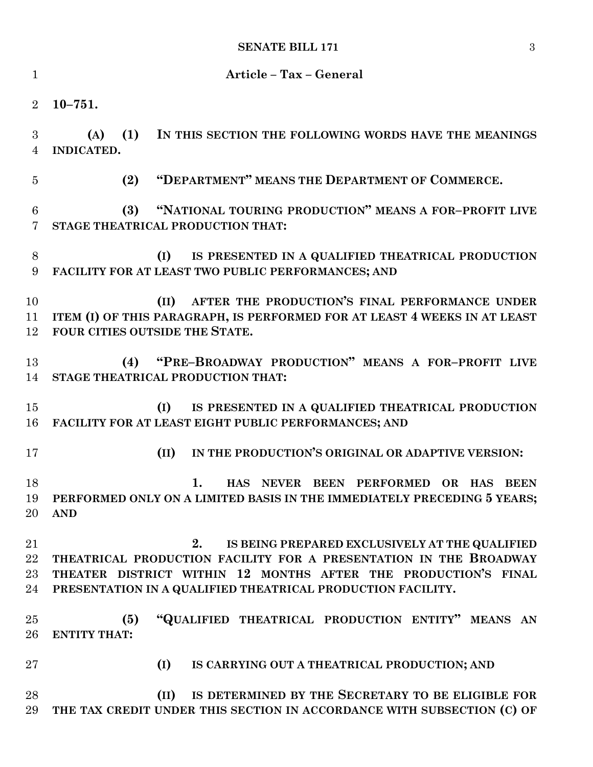**Article – Tax – General**

**10–751.**

**(A) (1) IN THIS SECTION THE FOLLOWING WORDS HAVE THE MEANINGS INDICATED.**

**(2) "DEPARTMENT" MEANS THE DEPARTMENT OF COMMERCE.**

**(3) "NATIONAL TOURING PRODUCTION" MEANS A FOR–PROFIT LIVE STAGE THEATRICAL PRODUCTION THAT:**

**(I) IS PRESENTED IN A QUALIFIED THEATRICAL PRODUCTION FACILITY FOR AT LEAST TWO PUBLIC PERFORMANCES; AND**

**(II) AFTER THE PRODUCTION'S FINAL PERFORMANCE UNDER ITEM (I) OF THIS PARAGRAPH, IS PERFORMED FOR AT LEAST 4 WEEKS IN AT LEAST FOUR CITIES OUTSIDE THE STATE.**

**(4) "PRE–BROADWAY PRODUCTION" MEANS A FOR–PROFIT LIVE STAGE THEATRICAL PRODUCTION THAT:**

**(I) IS PRESENTED IN A QUALIFIED THEATRICAL PRODUCTION FACILITY FOR AT LEAST EIGHT PUBLIC PERFORMANCES; AND**

**(II) IN THE PRODUCTION'S ORIGINAL OR ADAPTIVE VERSION:**

**1. HAS NEVER BEEN PERFORMED OR HAS BEEN PERFORMED ONLY ON A LIMITED BASIS IN THE IMMEDIATELY PRECEDING 5 YEARS; AND**

**2. IS BEING PREPARED EXCLUSIVELY AT THE QUALIFIED THEATRICAL PRODUCTION FACILITY FOR A PRESENTATION IN THE BROADWAY THEATER DISTRICT WITHIN 12 MONTHS AFTER THE PRODUCTION'S FINAL PRESENTATION IN A QUALIFIED THEATRICAL PRODUCTION FACILITY.**

**(5) "QUALIFIED THEATRICAL PRODUCTION ENTITY" MEANS AN ENTITY THAT:**

**(I) IS CARRYING OUT A THEATRICAL PRODUCTION; AND**

**(II) IS DETERMINED BY THE SECRETARY TO BE ELIGIBLE FOR THE TAX CREDIT UNDER THIS SECTION IN ACCORDANCE WITH SUBSECTION (C) OF**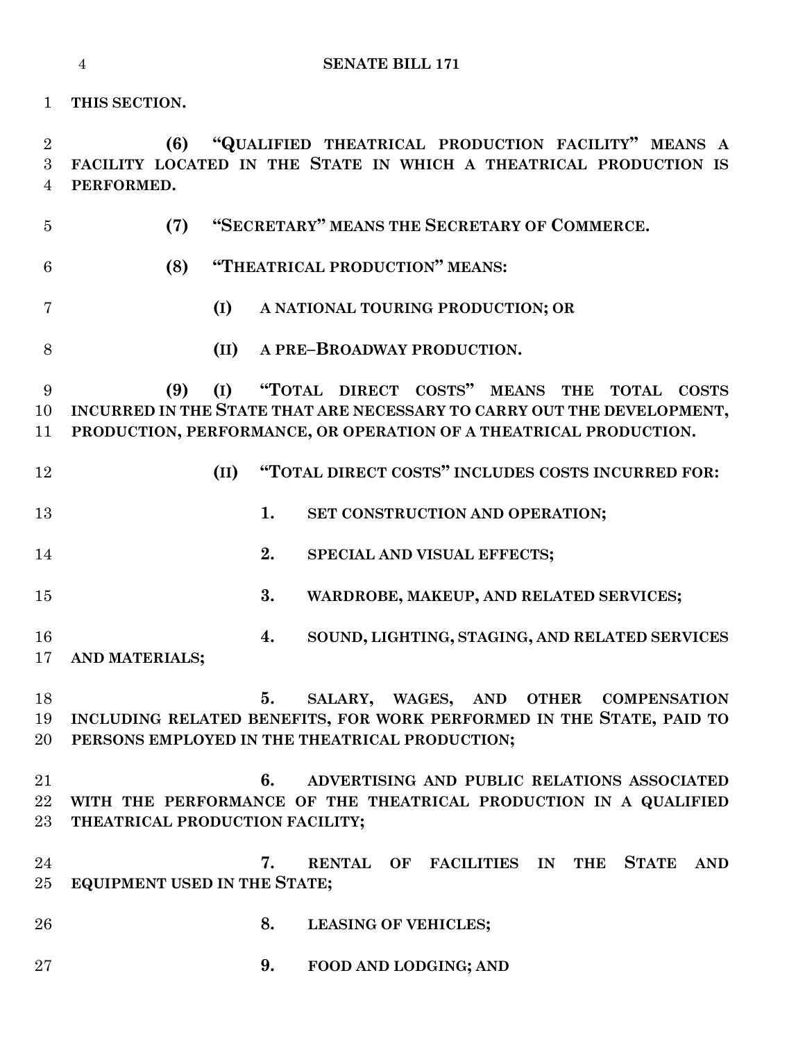**THIS SECTION.**

**(6) "QUALIFIED THEATRICAL PRODUCTION FACILITY" MEANS A FACILITY LOCATED IN THE STATE IN WHICH A THEATRICAL PRODUCTION IS PERFORMED.**

**(7) "SECRETARY" MEANS THE SECRETARY OF COMMERCE.**

**(8) "THEATRICAL PRODUCTION" MEANS:**

**(I) A NATIONAL TOURING PRODUCTION; OR**

**(II) A PRE–BROADWAY PRODUCTION.**

**(9) (I) "TOTAL DIRECT COSTS" MEANS THE TOTAL COSTS INCURRED IN THE STATE THAT ARE NECESSARY TO CARRY OUT THE DEVELOPMENT, PRODUCTION, PERFORMANCE, OR OPERATION OF A THEATRICAL PRODUCTION.**

**(II) "TOTAL DIRECT COSTS" INCLUDES COSTS INCURRED FOR:**

**1. SET CONSTRUCTION AND OPERATION;**

**2. SPECIAL AND VISUAL EFFECTS;**

**3. WARDROBE, MAKEUP, AND RELATED SERVICES;**

**4. SOUND, LIGHTING, STAGING, AND RELATED SERVICES AND MATERIALS;**

**5. SALARY, WAGES, AND OTHER COMPENSATION INCLUDING RELATED BENEFITS, FOR WORK PERFORMED IN THE STATE, PAID TO PERSONS EMPLOYED IN THE THEATRICAL PRODUCTION;**

**6. ADVERTISING AND PUBLIC RELATIONS ASSOCIATED WITH THE PERFORMANCE OF THE THEATRICAL PRODUCTION IN A QUALIFIED THEATRICAL PRODUCTION FACILITY;**

**7. RENTAL OF FACILITIES IN THE STATE AND EQUIPMENT USED IN THE STATE;**

**8. LEASING OF VEHICLES;**

**9. FOOD AND LODGING; AND**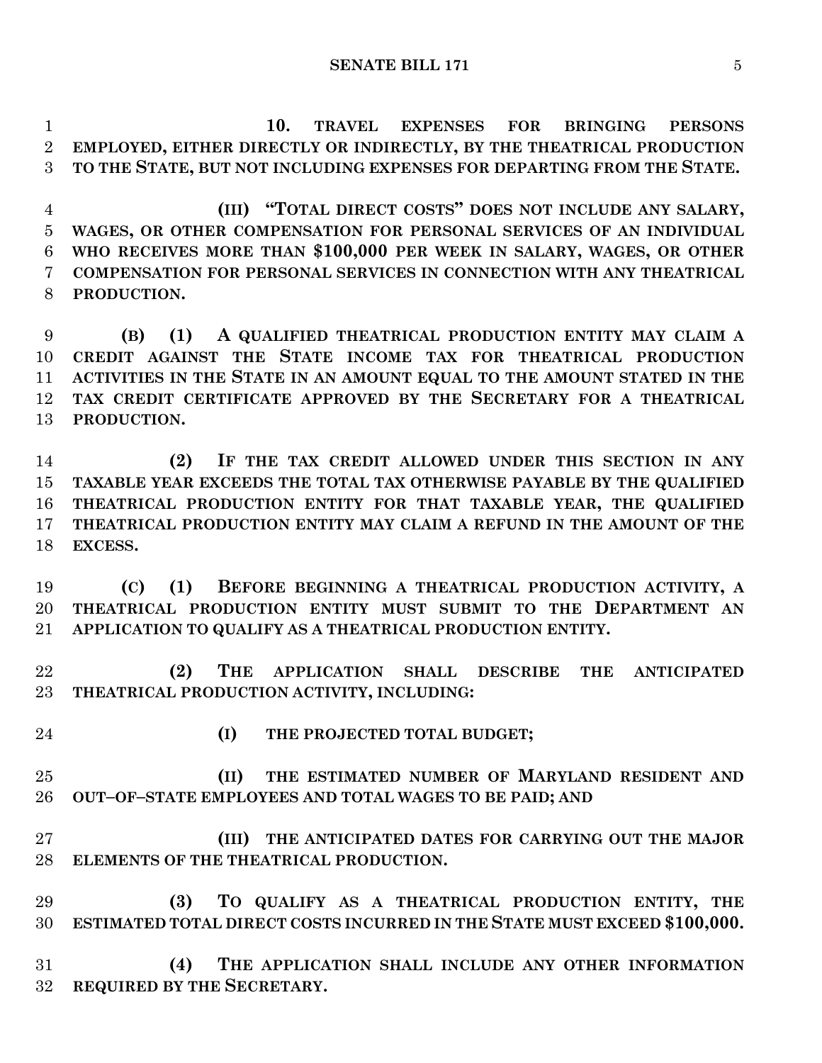**10. TRAVEL EXPENSES FOR BRINGING PERSONS EMPLOYED, EITHER DIRECTLY OR INDIRECTLY, BY THE THEATRICAL PRODUCTION TO THE STATE, BUT NOT INCLUDING EXPENSES FOR DEPARTING FROM THE STATE.**

**(III) "TOTAL DIRECT COSTS" DOES NOT INCLUDE ANY SALARY, WAGES, OR OTHER COMPENSATION FOR PERSONAL SERVICES OF AN INDIVIDUAL WHO RECEIVES MORE THAN $100,000 PER WEEK IN SALARY, WAGES, OR OTHER COMPENSATION FOR PERSONAL SERVICES IN CONNECTION WITH ANY THEATRICAL PRODUCTION.**

**(B) (1) A QUALIFIED THEATRICAL PRODUCTION ENTITY MAY CLAIM A CREDIT AGAINST THE STATE INCOME TAX FOR THEATRICAL PRODUCTION ACTIVITIES IN THE STATE IN AN AMOUNT EQUAL TO THE AMOUNT STATED IN THE TAX CREDIT CERTIFICATE APPROVED BY THE SECRETARY FOR A THEATRICAL PRODUCTION.**

**(2) IF THE TAX CREDIT ALLOWED UNDER THIS SECTION IN ANY TAXABLE YEAR EXCEEDS THE TOTAL TAX OTHERWISE PAYABLE BY THE QUALIFIED THEATRICAL PRODUCTION ENTITY FOR THAT TAXABLE YEAR, THE QUALIFIED THEATRICAL PRODUCTION ENTITY MAY CLAIM A REFUND IN THE AMOUNT OF THE EXCESS.**

**(C) (1) BEFORE BEGINNING A THEATRICAL PRODUCTION ACTIVITY, A THEATRICAL PRODUCTION ENTITY MUST SUBMIT TO THE DEPARTMENT AN APPLICATION TO QUALIFY AS A THEATRICAL PRODUCTION ENTITY.**

**(2) THE APPLICATION SHALL DESCRIBE THE ANTICIPATED THEATRICAL PRODUCTION ACTIVITY, INCLUDING:**

**(I) THE PROJECTED TOTAL BUDGET;**

**(II) THE ESTIMATED NUMBER OF MARYLAND RESIDENT AND OUT–OF–STATE EMPLOYEES AND TOTAL WAGES TO BE PAID; AND**

**(III) THE ANTICIPATED DATES FOR CARRYING OUT THE MAJOR ELEMENTS OF THE THEATRICAL PRODUCTION.**

**(3) TO QUALIFY AS A THEATRICAL PRODUCTION ENTITY, THE ESTIMATED TOTAL DIRECT COSTS INCURRED IN THE STATE MUST EXCEED $100,000.**

**(4) THE APPLICATION SHALL INCLUDE ANY OTHER INFORMATION REQUIRED BY THE SECRETARY.**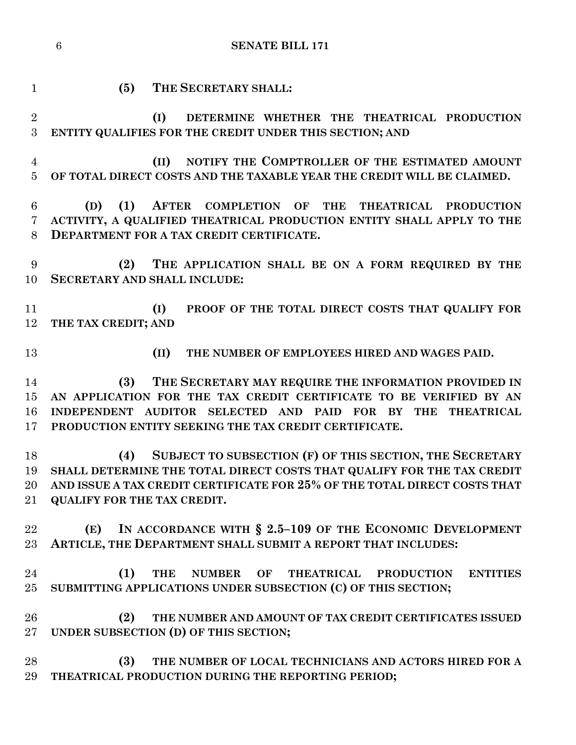**(5) THE SECRETARY SHALL:**

**(I) DETERMINE WHETHER THE THEATRICAL PRODUCTION ENTITY QUALIFIES FOR THE CREDIT UNDER THIS SECTION; AND**

**(II) NOTIFY THE COMPTROLLER OF THE ESTIMATED AMOUNT OF TOTAL DIRECT COSTS AND THE TAXABLE YEAR THE CREDIT WILL BE CLAIMED.**

**(D) (1) AFTER COMPLETION OF THE THEATRICAL PRODUCTION ACTIVITY, A QUALIFIED THEATRICAL PRODUCTION ENTITY SHALL APPLY TO THE DEPARTMENT FOR A TAX CREDIT CERTIFICATE.**

**(2) THE APPLICATION SHALL BE ON A FORM REQUIRED BY THE SECRETARY AND SHALL INCLUDE:**

**(I) PROOF OF THE TOTAL DIRECT COSTS THAT QUALIFY FOR THE TAX CREDIT; AND**

**(II) THE NUMBER OF EMPLOYEES HIRED AND WAGES PAID.**

**(3) THE SECRETARY MAY REQUIRE THE INFORMATION PROVIDED IN AN APPLICATION FOR THE TAX CREDIT CERTIFICATE TO BE VERIFIED BY AN INDEPENDENT AUDITOR SELECTED AND PAID FOR BY THE THEATRICAL PRODUCTION ENTITY SEEKING THE TAX CREDIT CERTIFICATE.**

**(4) SUBJECT TO SUBSECTION (F) OF THIS SECTION, THE SECRETARY SHALL DETERMINE THE TOTAL DIRECT COSTS THAT QUALIFY FOR THE TAX CREDIT AND ISSUE A TAX CREDIT CERTIFICATE FOR 25% OF THE TOTAL DIRECT COSTS THAT QUALIFY FOR THE TAX CREDIT.**

**(E) IN ACCORDANCE WITH § 2.5–109 OF THE ECONOMIC DEVELOPMENT ARTICLE, THE DEPARTMENT SHALL SUBMIT A REPORT THAT INCLUDES:**

**(1) THE NUMBER OF THEATRICAL PRODUCTION ENTITIES SUBMITTING APPLICATIONS UNDER SUBSECTION (C) OF THIS SECTION;**

**(2) THE NUMBER AND AMOUNT OF TAX CREDIT CERTIFICATES ISSUED UNDER SUBSECTION (D) OF THIS SECTION;**

**(3) THE NUMBER OF LOCAL TECHNICIANS AND ACTORS HIRED FOR A THEATRICAL PRODUCTION DURING THE REPORTING PERIOD;**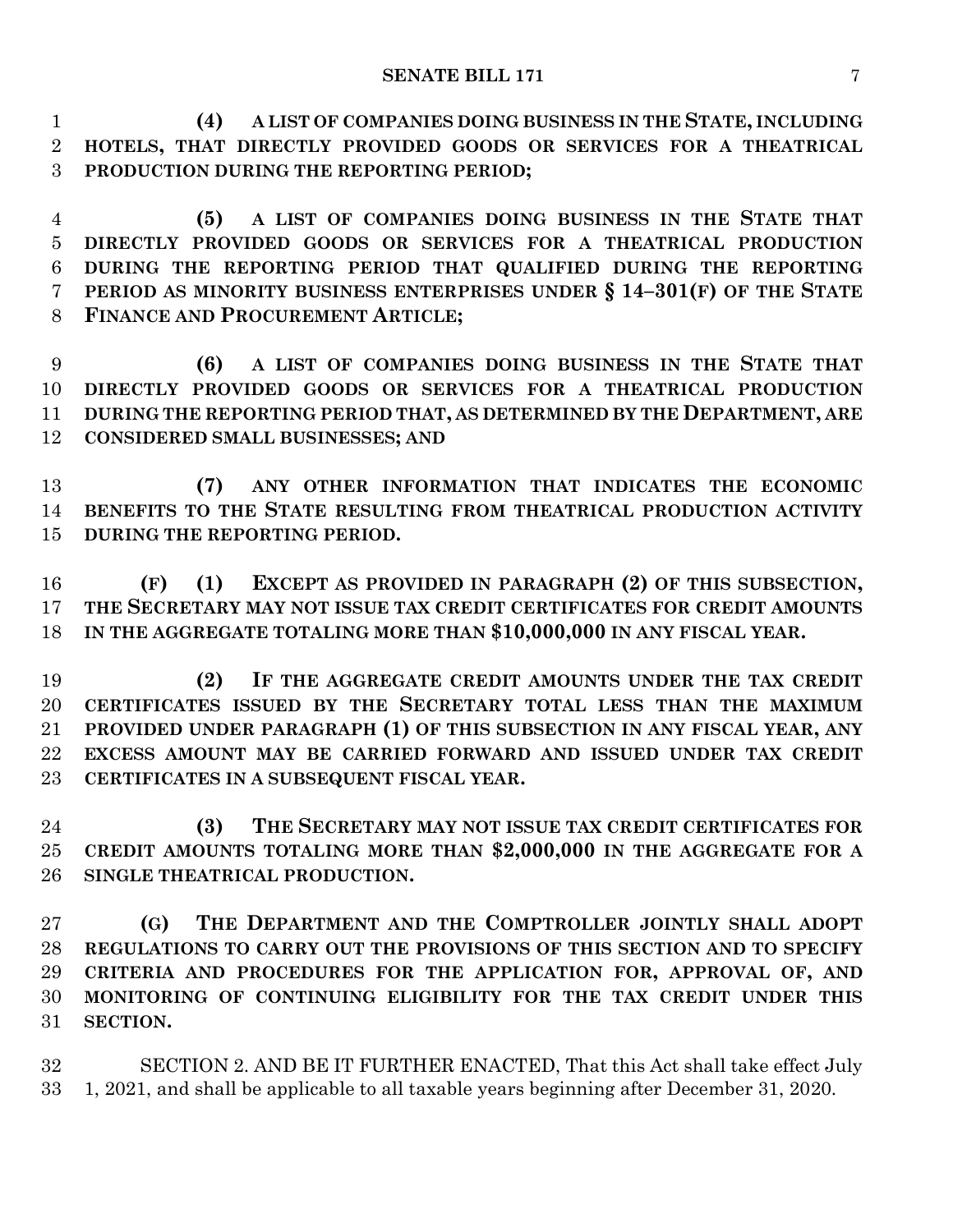**(4) A LIST OF COMPANIES DOING BUSINESS IN THE STATE, INCLUDING HOTELS, THAT DIRECTLY PROVIDED GOODS OR SERVICES FOR A THEATRICAL PRODUCTION DURING THE REPORTING PERIOD;**

**(5) A LIST OF COMPANIES DOING BUSINESS IN THE STATE THAT DIRECTLY PROVIDED GOODS OR SERVICES FOR A THEATRICAL PRODUCTION DURING THE REPORTING PERIOD THAT QUALIFIED DURING THE REPORTING PERIOD AS MINORITY BUSINESS ENTERPRISES UNDER § 14–301(F) OF THE STATE FINANCE AND PROCUREMENT ARTICLE;**

**(6) A LIST OF COMPANIES DOING BUSINESS IN THE STATE THAT DIRECTLY PROVIDED GOODS OR SERVICES FOR A THEATRICAL PRODUCTION DURING THE REPORTING PERIOD THAT, AS DETERMINED BY THE DEPARTMENT, ARE CONSIDERED SMALL BUSINESSES; AND**

**(7) ANY OTHER INFORMATION THAT INDICATES THE ECONOMIC BENEFITS TO THE STATE RESULTING FROM THEATRICAL PRODUCTION ACTIVITY DURING THE REPORTING PERIOD.**

**(F) (1) EXCEPT AS PROVIDED IN PARAGRAPH (2) OF THIS SUBSECTION, THE SECRETARY MAY NOT ISSUE TAX CREDIT CERTIFICATES FOR CREDIT AMOUNTS IN THE AGGREGATE TOTALING MORE THAN $10,000,000 IN ANY FISCAL YEAR.**

**(2) IF THE AGGREGATE CREDIT AMOUNTS UNDER THE TAX CREDIT CERTIFICATES ISSUED BY THE SECRETARY TOTAL LESS THAN THE MAXIMUM PROVIDED UNDER PARAGRAPH (1) OF THIS SUBSECTION IN ANY FISCAL YEAR, ANY EXCESS AMOUNT MAY BE CARRIED FORWARD AND ISSUED UNDER TAX CREDIT CERTIFICATES IN A SUBSEQUENT FISCAL YEAR.**

**(3) THE SECRETARY MAY NOT ISSUE TAX CREDIT CERTIFICATES FOR CREDIT AMOUNTS TOTALING MORE THAN $2,000,000 IN THE AGGREGATE FOR A SINGLE THEATRICAL PRODUCTION.**

**(G) THE DEPARTMENT AND THE COMPTROLLER JOINTLY SHALL ADOPT REGULATIONS TO CARRY OUT THE PROVISIONS OF THIS SECTION AND TO SPECIFY CRITERIA AND PROCEDURES FOR THE APPLICATION FOR, APPROVAL OF, AND MONITORING OF CONTINUING ELIGIBILITY FOR THE TAX CREDIT UNDER THIS SECTION.**

SECTION 2. AND BE IT FURTHER ENACTED, That this Act shall take effect July 1, 2021, and shall be applicable to all taxable years beginning after December 31, 2020.